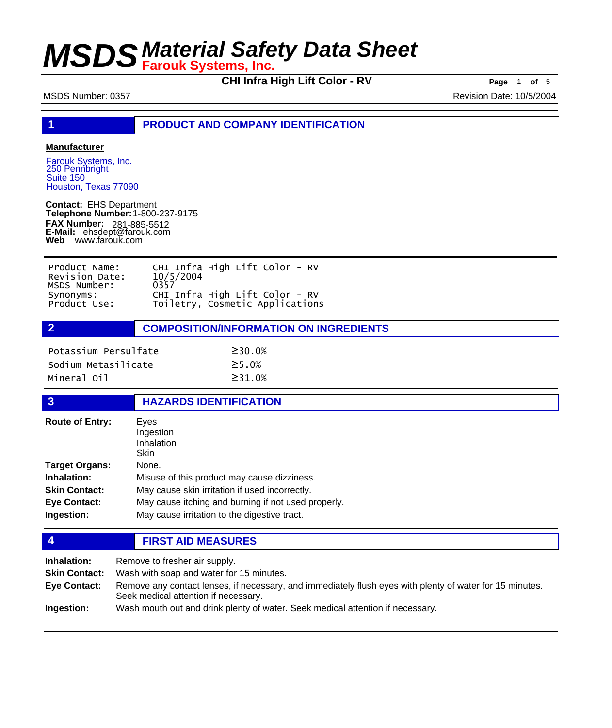# MSDS Material Safety Data Sheet

**Farouk Systems, Inc.**

**CHI Infra High Lift Color - RV**

MSDS Number: 0357

Revision Date: 10/5/2004

## 1 PRODUCT AND COMPANY IDENTIFICATION

**Manufacturer**

Farouk Systems, Inc.
250 Pennbright
Suite 150
Houston, Texas 77090

**Contact:** EHS Department
**Telephone Number:** 1-800-237-9175
**FAX Number:** 281-885-5512
**E-Mail:** ehsdept@farouk.com
**Web** www.farouk.com

| | |
|---|---|
| Product Name: | CHI Infra High Lift Color - RV |
| Revision Date: | 10/5/2004 |
| MSDS Number: | 0357 |
| Synonyms: | CHI Infra High Lift Color - RV |
| Product Use: | Toiletry, Cosmetic Applications |

## 2 COMPOSITION/INFORMATION ON INGREDIENTS

| | |
|---|---|
| Potassium Persulfate | ≥30.0% |
| Sodium Metasilicate | ≥5.0% |
| Mineral Oil | ≥31.0% |

## 3 HAZARDS IDENTIFICATION

**Route of Entry:** Eyes
Ingestion
Inhalation
Skin

**Target Organs:** None.

**Inhalation:** Misuse of this product may cause dizziness.

**Skin Contact:** May cause skin irritation if used incorrectly.

**Eye Contact:** May cause itching and burning if not used properly.

**Ingestion:** May cause irritation to the digestive tract.

## 4 FIRST AID MEASURES

**Inhalation:** Remove to fresher air supply.

**Skin Contact:** Wash with soap and water for 15 minutes.

**Eye Contact:** Remove any contact lenses, if necessary, and immediately flush eyes with plenty of water for 15 minutes. Seek medical attention if necessary.

**Ingestion:** Wash mouth out and drink plenty of water. Seek medical attention if necessary.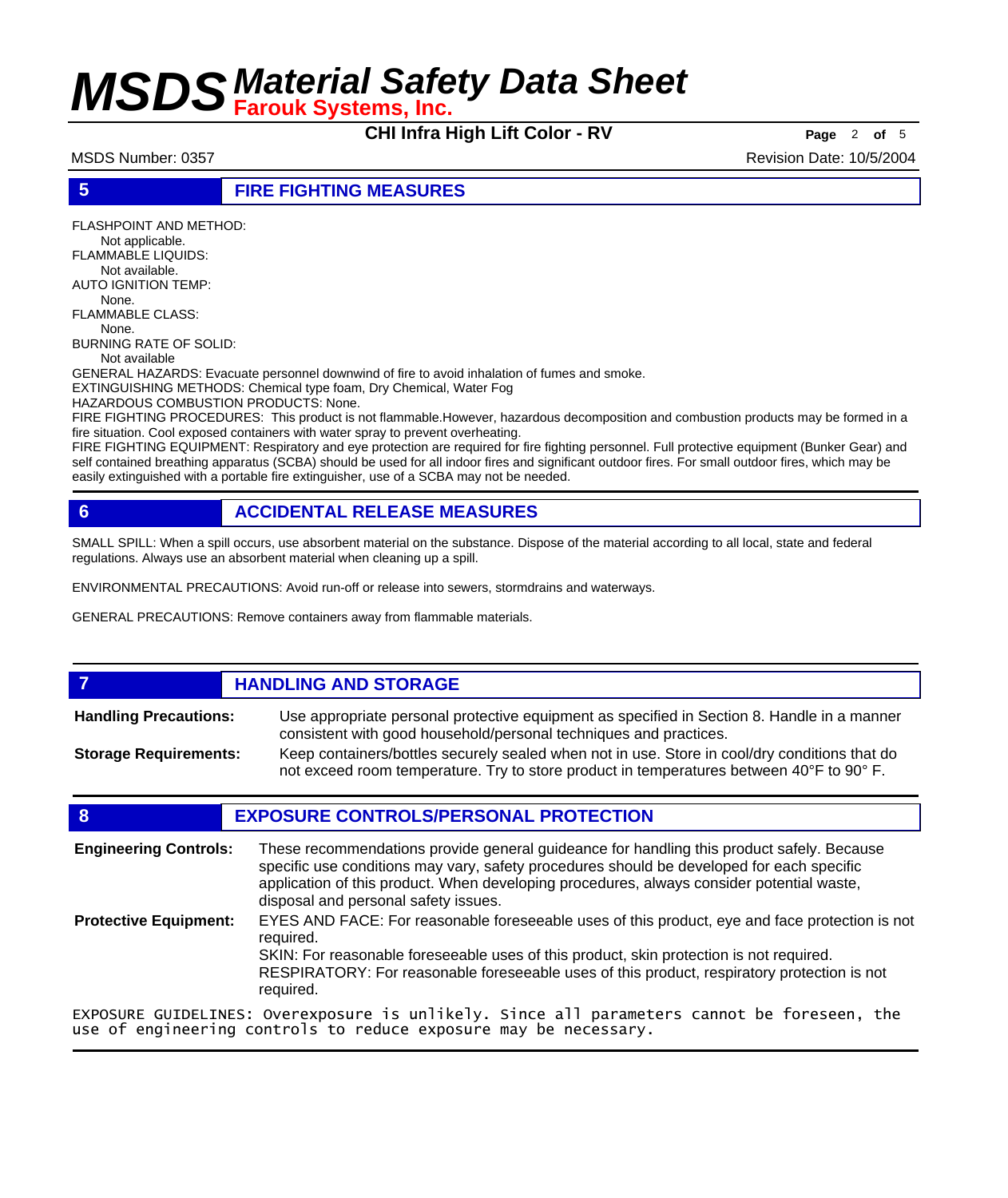## 5 FIRE FIGHTING MEASURES

FLASHPOINT AND METHOD:
Not applicable.
FLAMMABLE LIQUIDS:
Not available.
AUTO IGNITION TEMP:
None.
FLAMMABLE CLASS:
None.
BURNING RATE OF SOLID:
Not available
GENERAL HAZARDS: Evacuate personnel downwind of fire to avoid inhalation of fumes and smoke.
EXTINGUISHING METHODS: Chemical type foam, Dry Chemical, Water Fog
HAZARDOUS COMBUSTION PRODUCTS: None.
FIRE FIGHTING PROCEDURES: This product is not flammable.However, hazardous decomposition and combustion products may be formed in a fire situation. Cool exposed containers with water spray to prevent overheating.
FIRE FIGHTING EQUIPMENT: Respiratory and eye protection are required for fire fighting personnel. Full protective equipment (Bunker Gear) and self contained breathing apparatus (SCBA) should be used for all indoor fires and significant outdoor fires. For small outdoor fires, which may be easily extinguished with a portable fire extinguisher, use of a SCBA may not be needed.

## 6 ACCIDENTAL RELEASE MEASURES

SMALL SPILL: When a spill occurs, use absorbent material on the substance. Dispose of the material according to all local, state and federal regulations. Always use an absorbent material when cleaning up a spill.

ENVIRONMENTAL PRECAUTIONS: Avoid run-off or release into sewers, stormdrains and waterways.

GENERAL PRECAUTIONS: Remove containers away from flammable materials.

## 7 HANDLING AND STORAGE

**Handling Precautions:** Use appropriate personal protective equipment as specified in Section 8. Handle in a manner consistent with good household/personal techniques and practices.

**Storage Requirements:** Keep containers/bottles securely sealed when not in use. Store in cool/dry conditions that do not exceed room temperature. Try to store product in temperatures between 40°F to 90° F.

## 8 EXPOSURE CONTROLS/PERSONAL PROTECTION

**Engineering Controls:** These recommendations provide general guideance for handling this product safely. Because specific use conditions may vary, safety procedures should be developed for each specific application of this product. When developing procedures, always consider potential waste, disposal and personal safety issues.

**Protective Equipment:** EYES AND FACE: For reasonable foreseeable uses of this product, eye and face protection is not required.
SKIN: For reasonable foreseeable uses of this product, skin protection is not required.
RESPIRATORY: For reasonable foreseeable uses of this product, respiratory protection is not required.

EXPOSURE GUIDELINES: Overexposure is unlikely. Since all parameters cannot be foreseen, the use of engineering controls to reduce exposure may be necessary.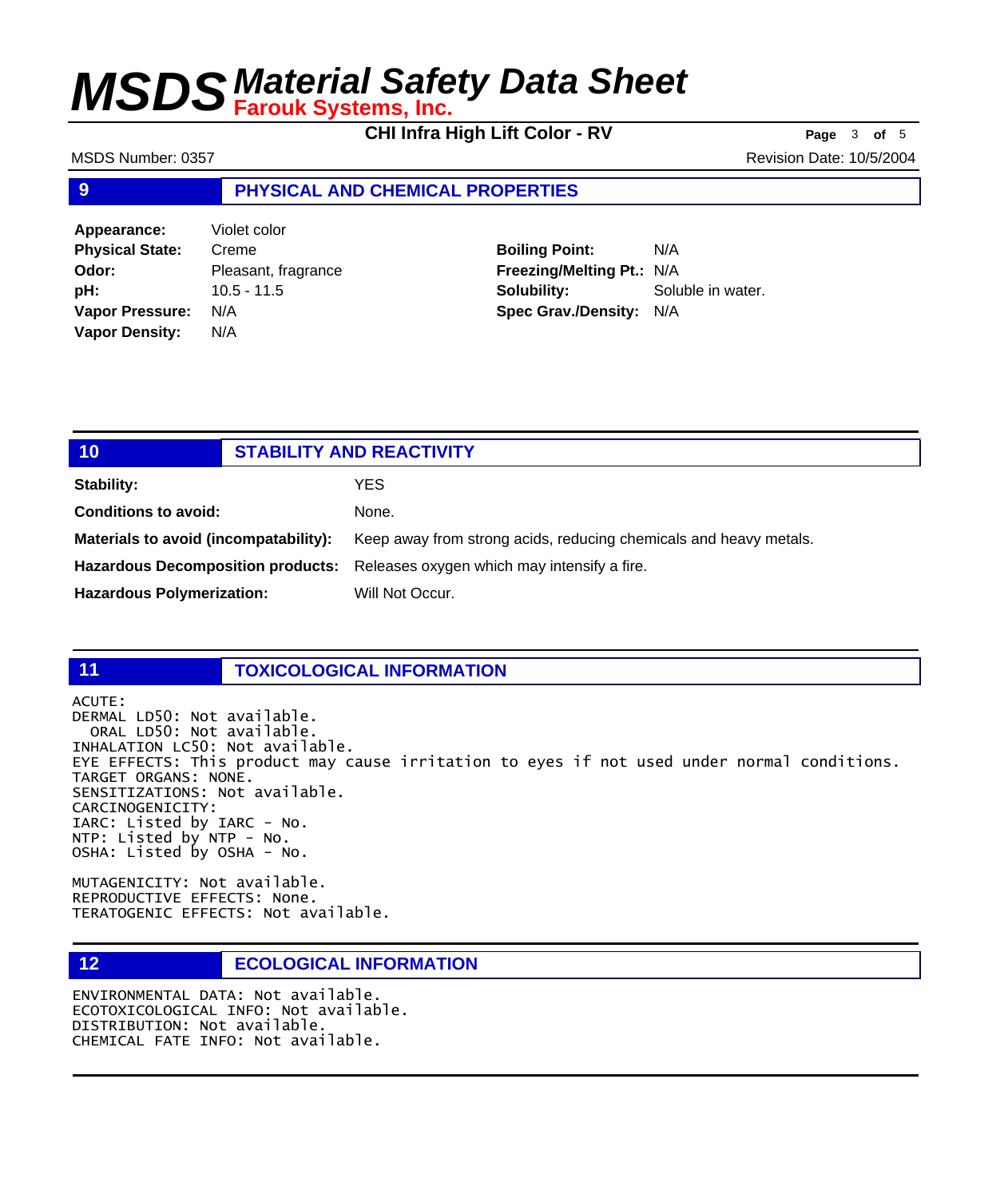## 9 PHYSICAL AND CHEMICAL PROPERTIES

| | | | |
|---|---|---|---|
| **Appearance:** | Violet color | **Boiling Point:** | N/A |
| **Physical State:** | Creme | **Freezing/Melting Pt.:** | N/A |
| **Odor:** | Pleasant, fragrance | **Solubility:** | Soluble in water. |
| **pH:** | 10.5 - 11.5 | **Spec Grav./Density:** | N/A |
| **Vapor Pressure:** | N/A | | |
| **Vapor Density:** | N/A | | |

## 10 STABILITY AND REACTIVITY

**Stability:** YES

**Conditions to avoid:** None.

**Materials to avoid (incompatability):** Keep away from strong acids, reducing chemicals and heavy metals.

**Hazardous Decomposition products:** Releases oxygen which may intensify a fire.

**Hazardous Polymerization:** Will Not Occur.

## 11 TOXICOLOGICAL INFORMATION

```
ACUTE:
DERMAL LD50: Not available.
  ORAL LD50: Not available.
INHALATION LC50: Not available.
EYE EFFECTS: This product may cause irritation to eyes if not used under normal conditions.
TARGET ORGANS: NONE.
SENSITIZATIONS: Not available.
CARCINOGENICITY:
IARC: Listed by IARC - No.
NTP: Listed by NTP - No.
OSHA: Listed by OSHA - No.

MUTAGENICITY: Not available.
REPRODUCTIVE EFFECTS: None.
TERATOGENIC EFFECTS: Not available.
```

## 12 ECOLOGICAL INFORMATION

```
ENVIRONMENTAL DATA: Not available.
ECOTOXICOLOGICAL INFO: Not available.
DISTRIBUTION: Not available.
CHEMICAL FATE INFO: Not available.
```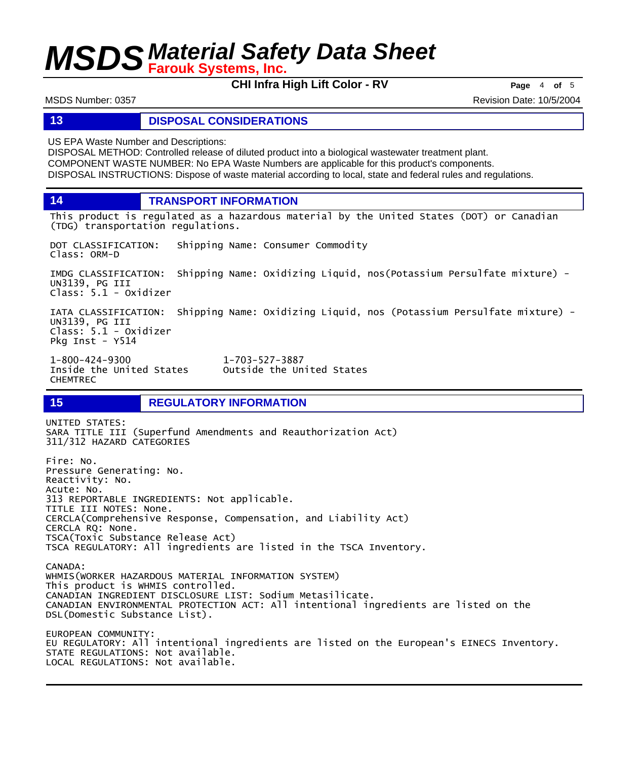## 13 DISPOSAL CONSIDERATIONS

US EPA Waste Number and Descriptions:
DISPOSAL METHOD: Controlled release of diluted product into a biological wastewater treatment plant.
COMPONENT WASTE NUMBER: No EPA Waste Numbers are applicable for this product's components.
DISPOSAL INSTRUCTIONS: Dispose of waste material according to local, state and federal rules and regulations.

## 14 TRANSPORT INFORMATION

This product is regulated as a hazardous material by the United States (DOT) or Canadian (TDG) transportation regulations.

DOT CLASSIFICATION: Shipping Name: Consumer Commodity
Class: ORM-D

IMDG CLASSIFICATION: Shipping Name: Oxidizing Liquid, nos(Potassium Persulfate mixture) - UN3139, PG III
Class: 5.1 - Oxidizer

IATA CLASSIFICATION: Shipping Name: Oxidizing Liquid, nos (Potassium Persulfate mixture) - UN3139, PG III
Class: 5.1 - Oxidizer
Pkg Inst - Y514

1-800-424-9300 Inside the United States
1-703-527-3887 Outside the United States
CHEMTREC

## 15 REGULATORY INFORMATION

UNITED STATES:
SARA TITLE III (Superfund Amendments and Reauthorization Act)
311/312 HAZARD CATEGORIES

Fire: No.
Pressure Generating: No.
Reactivity: No.
Acute: No.
313 REPORTABLE INGREDIENTS: Not applicable.
TITLE III NOTES: None.
CERCLA(Comprehensive Response, Compensation, and Liability Act)
CERCLA RQ: None.
TSCA(Toxic Substance Release Act)
TSCA REGULATORY: All ingredients are listed in the TSCA Inventory.

CANADA:
WHMIS(WORKER HAZARDOUS MATERIAL INFORMATION SYSTEM)
This product is WHMIS controlled.
CANADIAN INGREDIENT DISCLOSURE LIST: Sodium Metasilicate.
CANADIAN ENVIRONMENTAL PROTECTION ACT: All intentional ingredients are listed on the DSL(Domestic Substance List).

EUROPEAN COMMUNITY:
EU REGULATORY: All intentional ingredients are listed on the European's EINECS Inventory.
STATE REGULATIONS: Not available.
LOCAL REGULATIONS: Not available.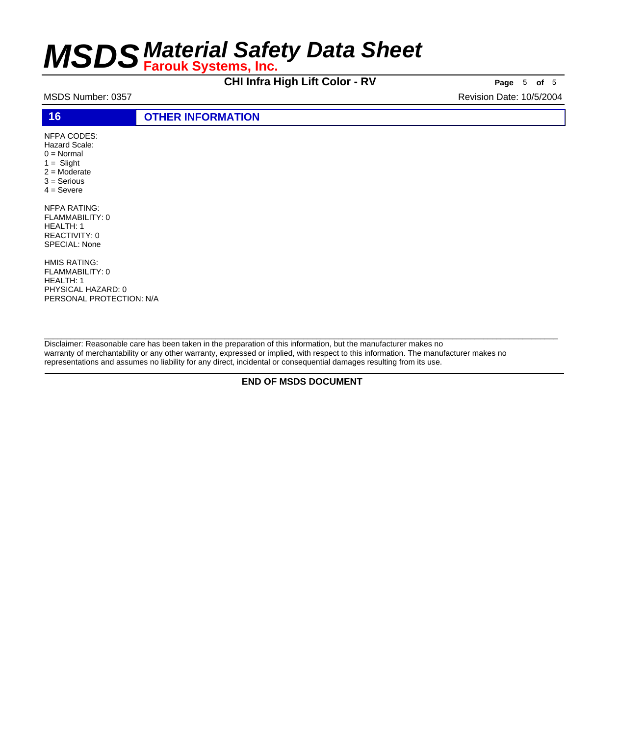# MSDS Material Safety Data Sheet

## Farouk Systems, Inc.

**CHI Infra High Lift Color - RV**

MSDS Number: 0357

Revision Date: 10/5/2004

## 16 OTHER INFORMATION

NFPA CODES:
Hazard Scale:
0 = Normal
1 = Slight
2 = Moderate
3 = Serious
4 = Severe

NFPA RATING:
FLAMMABILITY: 0
HEALTH: 1
REACTIVITY: 0
SPECIAL: None

HMIS RATING:
FLAMMABILITY: 0
HEALTH: 1
PHYSICAL HAZARD: 0
PERSONAL PROTECTION: N/A

---

Disclaimer: Reasonable care has been taken in the preparation of this information, but the manufacturer makes no warranty of merchantability or any other warranty, expressed or implied, with respect to this information. The manufacturer makes no representations and assumes no liability for any direct, incidental or consequential damages resulting from its use.

---

**END OF MSDS DOCUMENT**